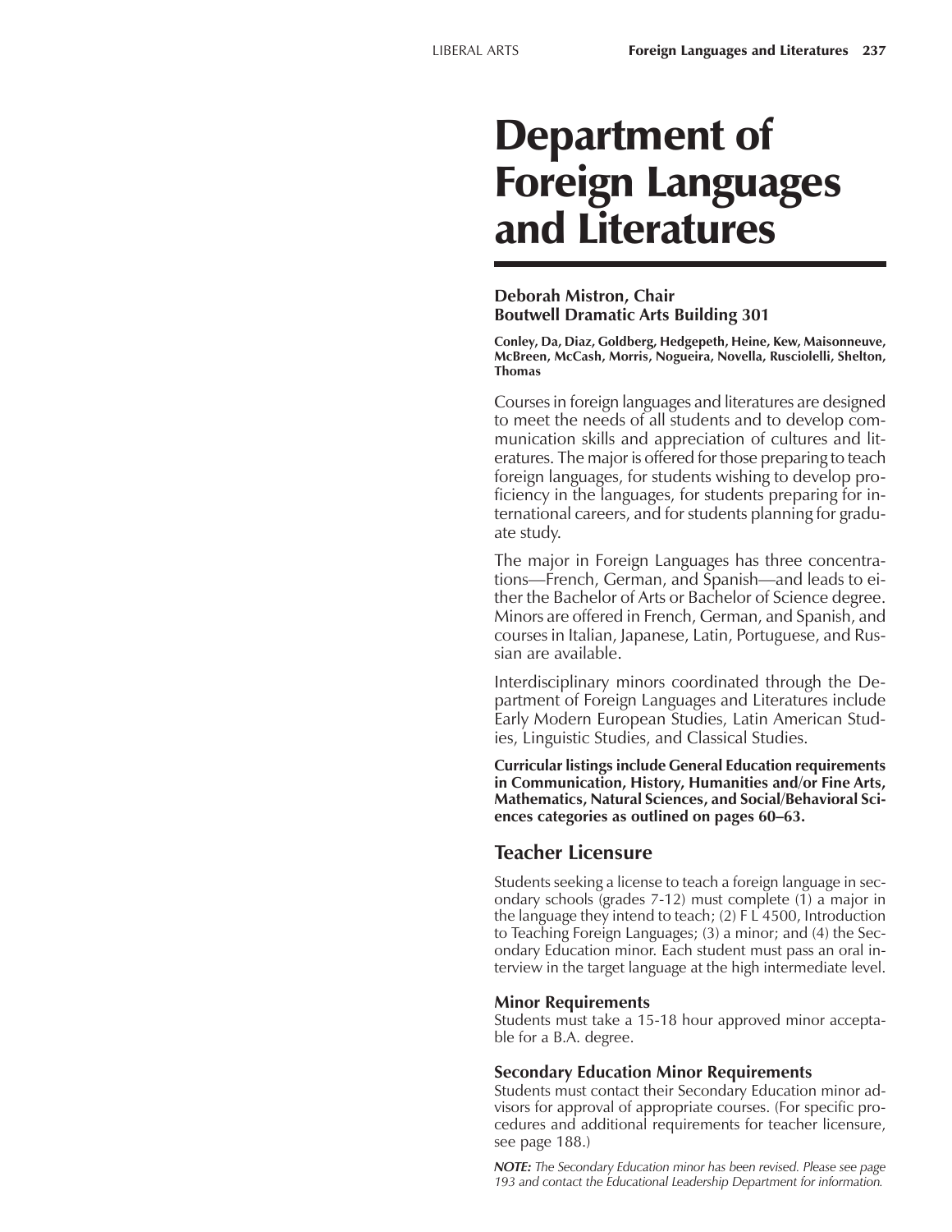# Department of Foreign Languages and Literatures

**Deborah Mistron, Chair**
**Boutwell Dramatic Arts Building 301**

**Conley, Da, Diaz, Goldberg, Hedgepeth, Heine, Kew, Maisonneuve, McBreen, McCash, Morris, Nogueira, Novella, Rusciolelli, Shelton, Thomas**

Courses in foreign languages and literatures are designed to meet the needs of all students and to develop communication skills and appreciation of cultures and literatures. The major is offered for those preparing to teach foreign languages, for students wishing to develop proficiency in the languages, for students preparing for international careers, and for students planning for graduate study.

The major in Foreign Languages has three concentrations—French, German, and Spanish—and leads to either the Bachelor of Arts or Bachelor of Science degree. Minors are offered in French, German, and Spanish, and courses in Italian, Japanese, Latin, Portuguese, and Russian are available.

Interdisciplinary minors coordinated through the Department of Foreign Languages and Literatures include Early Modern European Studies, Latin American Studies, Linguistic Studies, and Classical Studies.

**Curricular listings include General Education requirements in Communication, History, Humanities and/or Fine Arts, Mathematics, Natural Sciences, and Social/Behavioral Sciences categories as outlined on pages 60–63.**

## Teacher Licensure

Students seeking a license to teach a foreign language in secondary schools (grades 7-12) must complete (1) a major in the language they intend to teach; (2) F L 4500, Introduction to Teaching Foreign Languages; (3) a minor; and (4) the Secondary Education minor. Each student must pass an oral interview in the target language at the high intermediate level.

### Minor Requirements

Students must take a 15-18 hour approved minor acceptable for a B.A. degree.

### Secondary Education Minor Requirements

Students must contact their Secondary Education minor advisors for approval of appropriate courses. (For specific procedures and additional requirements for teacher licensure, see page 188.)

***NOTE:*** *The Secondary Education minor has been revised. Please see page 193 and contact the Educational Leadership Department for information.*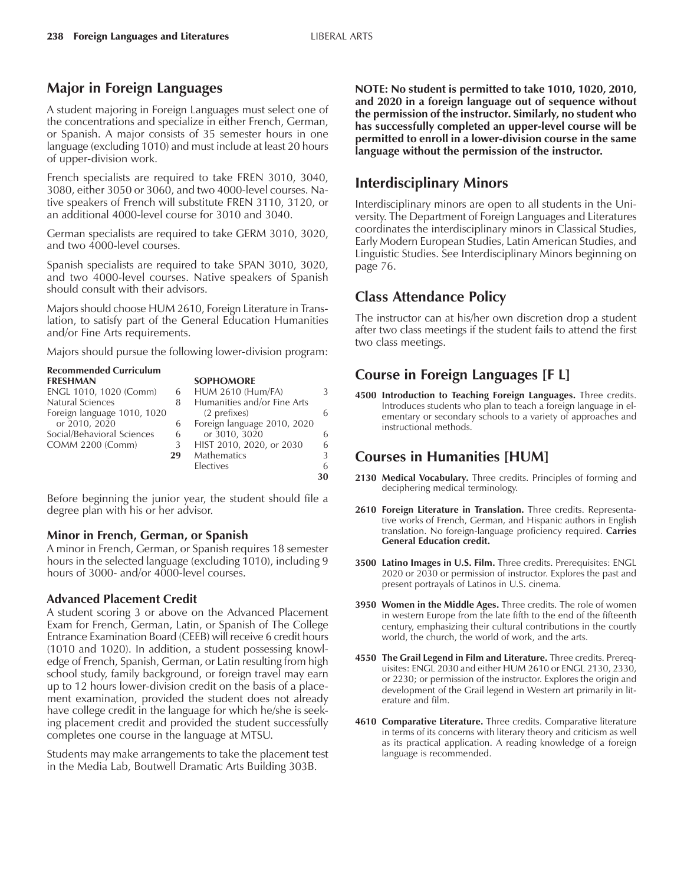## Major in Foreign Languages

A student majoring in Foreign Languages must select one of the concentrations and specialize in either French, German, or Spanish. A major consists of 35 semester hours in one language (excluding 1010) and must include at least 20 hours of upper-division work.

French specialists are required to take FREN 3010, 3040, 3080, either 3050 or 3060, and two 4000-level courses. Native speakers of French will substitute FREN 3110, 3120, or an additional 4000-level course for 3010 and 3040.

German specialists are required to take GERM 3010, 3020, and two 4000-level courses.

Spanish specialists are required to take SPAN 3010, 3020, and two 4000-level courses. Native speakers of Spanish should consult with their advisors.

Majors should choose HUM 2610, Foreign Literature in Translation, to satisfy part of the General Education Humanities and/or Fine Arts requirements.

Majors should pursue the following lower-division program:

**Recommended Curriculum**

| **FRESHMAN** | | **SOPHOMORE** | |
|---|---|---|---|
| ENGL 1010, 1020 (Comm) | 6 | HUM 2610 (Hum/FA) | 3 |
| Natural Sciences | 8 | Humanities and/or Fine Arts (2 prefixes) | 6 |
| Foreign language 1010, 1020 or 2010, 2020 | 6 | Foreign language 2010, 2020 or 3010, 3020 | 6 |
| Social/Behavioral Sciences | 6 | HIST 2010, 2020, or 2030 | 6 |
| COMM 2200 (Comm) | 3 | Mathematics | 3 |
| | **29** | Electives | 6 |
| | | | **30** |

Before beginning the junior year, the student should file a degree plan with his or her advisor.

### Minor in French, German, or Spanish

A minor in French, German, or Spanish requires 18 semester hours in the selected language (excluding 1010), including 9 hours of 3000- and/or 4000-level courses.

### Advanced Placement Credit

A student scoring 3 or above on the Advanced Placement Exam for French, German, Latin, or Spanish of The College Entrance Examination Board (CEEB) will receive 6 credit hours (1010 and 1020). In addition, a student possessing knowledge of French, Spanish, German, or Latin resulting from high school study, family background, or foreign travel may earn up to 12 hours lower-division credit on the basis of a placement examination, provided the student does not already have college credit in the language for which he/she is seeking placement credit and provided the student successfully completes one course in the language at MTSU.

Students may make arrangements to take the placement test in the Media Lab, Boutwell Dramatic Arts Building 303B.

**NOTE: No student is permitted to take 1010, 1020, 2010, and 2020 in a foreign language out of sequence without the permission of the instructor. Similarly, no student who has successfully completed an upper-level course will be permitted to enroll in a lower-division course in the same language without the permission of the instructor.**

## Interdisciplinary Minors

Interdisciplinary minors are open to all students in the University. The Department of Foreign Languages and Literatures coordinates the interdisciplinary minors in Classical Studies, Early Modern European Studies, Latin American Studies, and Linguistic Studies. See Interdisciplinary Minors beginning on page 76.

## Class Attendance Policy

The instructor can at his/her own discretion drop a student after two class meetings if the student fails to attend the first two class meetings.

## Course in Foreign Languages [F L]

**4500 Introduction to Teaching Foreign Languages.** Three credits. Introduces students who plan to teach a foreign language in elementary or secondary schools to a variety of approaches and instructional methods.

## Courses in Humanities [HUM]

**2130 Medical Vocabulary.** Three credits. Principles of forming and deciphering medical terminology.

**2610 Foreign Literature in Translation.** Three credits. Representative works of French, German, and Hispanic authors in English translation. No foreign-language proficiency required. **Carries General Education credit.**

**3500 Latino Images in U.S. Film.** Three credits. Prerequisites: ENGL 2020 or 2030 or permission of instructor. Explores the past and present portrayals of Latinos in U.S. cinema.

**3950 Women in the Middle Ages.** Three credits. The role of women in western Europe from the late fifth to the end of the fifteenth century, emphasizing their cultural contributions in the courtly world, the church, the world of work, and the arts.

**4550 The Grail Legend in Film and Literature.** Three credits. Prerequisites: ENGL 2030 and either HUM 2610 or ENGL 2130, 2330, or 2230; or permission of the instructor. Explores the origin and development of the Grail legend in Western art primarily in literature and film.

**4610 Comparative Literature.** Three credits. Comparative literature in terms of its concerns with literary theory and criticism as well as its practical application. A reading knowledge of a foreign language is recommended.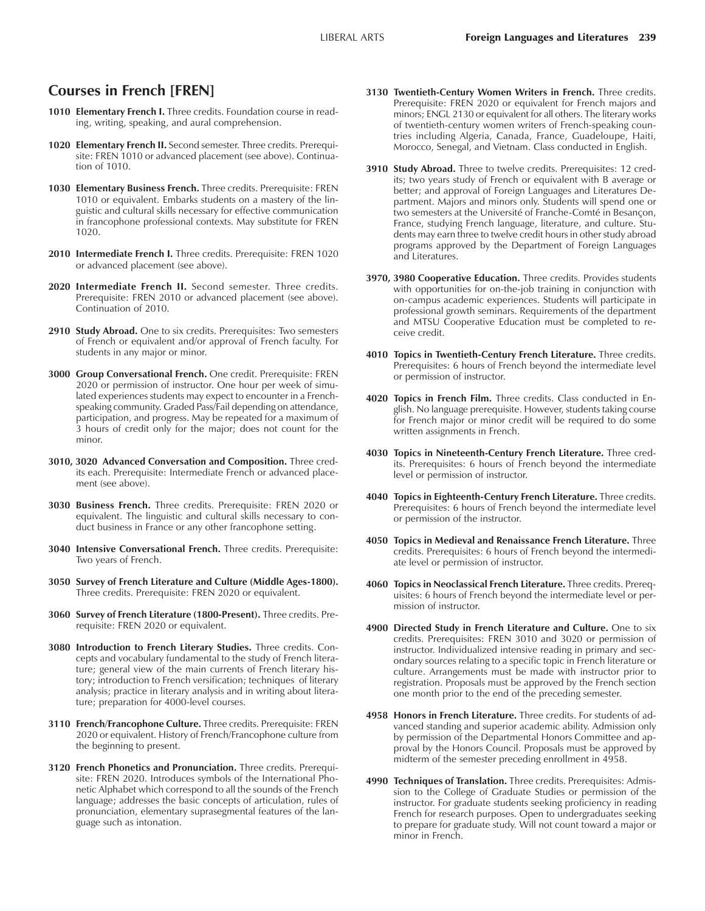## Courses in French [FREN]

**1010 Elementary French I.** Three credits. Foundation course in reading, writing, speaking, and aural comprehension.

**1020 Elementary French II.** Second semester. Three credits. Prerequisite: FREN 1010 or advanced placement (see above). Continuation of 1010.

**1030 Elementary Business French.** Three credits. Prerequisite: FREN 1010 or equivalent. Embarks students on a mastery of the linguistic and cultural skills necessary for effective communication in francophone professional contexts. May substitute for FREN 1020.

**2010 Intermediate French I.** Three credits. Prerequisite: FREN 1020 or advanced placement (see above).

**2020 Intermediate French II.** Second semester. Three credits. Prerequisite: FREN 2010 or advanced placement (see above). Continuation of 2010.

**2910 Study Abroad.** One to six credits. Prerequisites: Two semesters of French or equivalent and/or approval of French faculty. For students in any major or minor.

**3000 Group Conversational French.** One credit. Prerequisite: FREN 2020 or permission of instructor. One hour per week of simulated experiences students may expect to encounter in a French-speaking community. Graded Pass/Fail depending on attendance, participation, and progress. May be repeated for a maximum of 3 hours of credit only for the major; does not count for the minor.

**3010, 3020 Advanced Conversation and Composition.** Three credits each. Prerequisite: Intermediate French or advanced placement (see above).

**3030 Business French.** Three credits. Prerequisite: FREN 2020 or equivalent. The linguistic and cultural skills necessary to conduct business in France or any other francophone setting.

**3040 Intensive Conversational French.** Three credits. Prerequisite: Two years of French.

**3050 Survey of French Literature and Culture (Middle Ages-1800).** Three credits. Prerequisite: FREN 2020 or equivalent.

**3060 Survey of French Literature (1800-Present).** Three credits. Prerequisite: FREN 2020 or equivalent.

**3080 Introduction to French Literary Studies.** Three credits. Concepts and vocabulary fundamental to the study of French literature; general view of the main currents of French literary history; introduction to French versification; techniques of literary analysis; practice in literary analysis and in writing about literature; preparation for 4000-level courses.

**3110 French/Francophone Culture.** Three credits. Prerequisite: FREN 2020 or equivalent. History of French/Francophone culture from the beginning to present.

**3120 French Phonetics and Pronunciation.** Three credits. Prerequisite: FREN 2020. Introduces symbols of the International Phonetic Alphabet which correspond to all the sounds of the French language; addresses the basic concepts of articulation, rules of pronunciation, elementary suprasegmental features of the language such as intonation.

**3130 Twentieth-Century Women Writers in French.** Three credits. Prerequisite: FREN 2020 or equivalent for French majors and minors; ENGL 2130 or equivalent for all others. The literary works of twentieth-century women writers of French-speaking countries including Algeria, Canada, France, Guadeloupe, Haiti, Morocco, Senegal, and Vietnam. Class conducted in English.

**3910 Study Abroad.** Three to twelve credits. Prerequisites: 12 credits; two years study of French or equivalent with B average or better; and approval of Foreign Languages and Literatures Department. Majors and minors only. Students will spend one or two semesters at the Université of Franche-Comté in Besançon, France, studying French language, literature, and culture. Students may earn three to twelve credit hours in other study abroad programs approved by the Department of Foreign Languages and Literatures.

**3970, 3980 Cooperative Education.** Three credits. Provides students with opportunities for on-the-job training in conjunction with on-campus academic experiences. Students will participate in professional growth seminars. Requirements of the department and MTSU Cooperative Education must be completed to receive credit.

**4010 Topics in Twentieth-Century French Literature.** Three credits. Prerequisites: 6 hours of French beyond the intermediate level or permission of instructor.

**4020 Topics in French Film.** Three credits. Class conducted in English. No language prerequisite. However, students taking course for French major or minor credit will be required to do some written assignments in French.

**4030 Topics in Nineteenth-Century French Literature.** Three credits. Prerequisites: 6 hours of French beyond the intermediate level or permission of instructor.

**4040 Topics in Eighteenth-Century French Literature.** Three credits. Prerequisites: 6 hours of French beyond the intermediate level or permission of the instructor.

**4050 Topics in Medieval and Renaissance French Literature.** Three credits. Prerequisites: 6 hours of French beyond the intermediate level or permission of instructor.

**4060 Topics in Neoclassical French Literature.** Three credits. Prerequisites: 6 hours of French beyond the intermediate level or permission of instructor.

**4900 Directed Study in French Literature and Culture.** One to six credits. Prerequisites: FREN 3010 and 3020 or permission of instructor. Individualized intensive reading in primary and secondary sources relating to a specific topic in French literature or culture. Arrangements must be made with instructor prior to registration. Proposals must be approved by the French section one month prior to the end of the preceding semester.

**4958 Honors in French Literature.** Three credits. For students of advanced standing and superior academic ability. Admission only by permission of the Departmental Honors Committee and approval by the Honors Council. Proposals must be approved by midterm of the semester preceding enrollment in 4958.

**4990 Techniques of Translation.** Three credits. Prerequisites: Admission to the College of Graduate Studies or permission of the instructor. For graduate students seeking proficiency in reading French for research purposes. Open to undergraduates seeking to prepare for graduate study. Will not count toward a major or minor in French.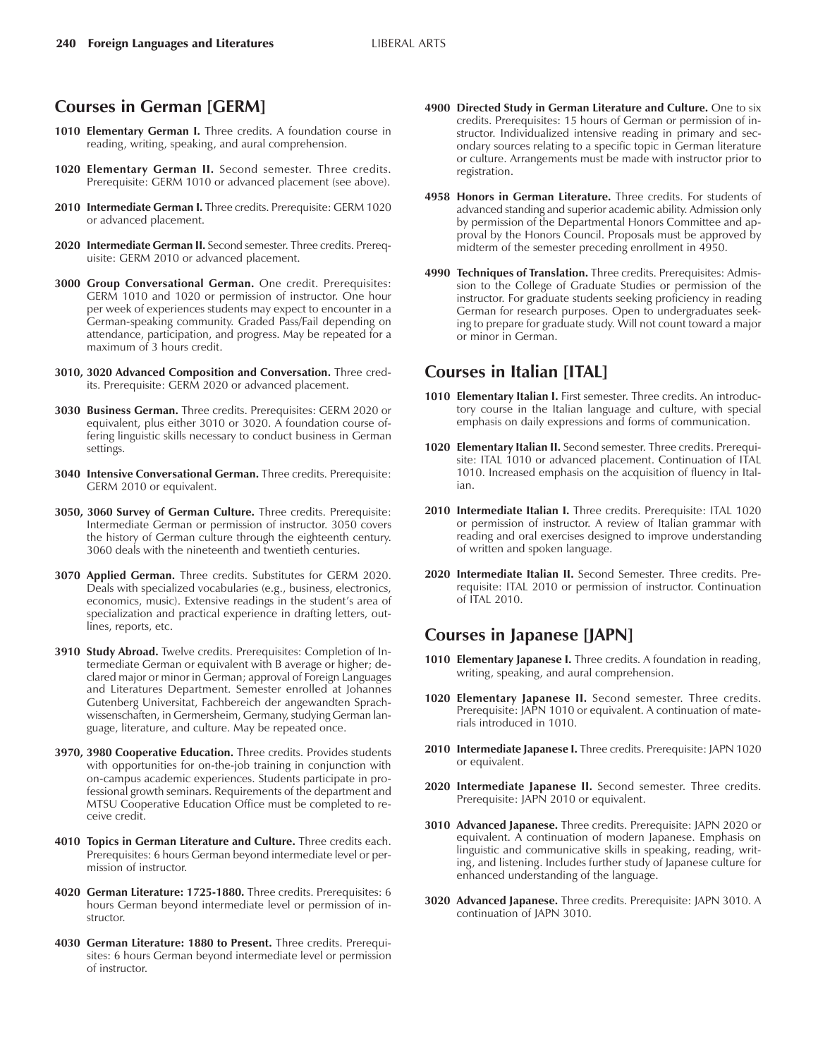## Courses in German [GERM]

**1010 Elementary German I.** Three credits. A foundation course in reading, writing, speaking, and aural comprehension.

**1020 Elementary German II.** Second semester. Three credits. Prerequisite: GERM 1010 or advanced placement (see above).

**2010 Intermediate German I.** Three credits. Prerequisite: GERM 1020 or advanced placement.

**2020 Intermediate German II.** Second semester. Three credits. Prerequisite: GERM 2010 or advanced placement.

**3000 Group Conversational German.** One credit. Prerequisites: GERM 1010 and 1020 or permission of instructor. One hour per week of experiences students may expect to encounter in a German-speaking community. Graded Pass/Fail depending on attendance, participation, and progress. May be repeated for a maximum of 3 hours credit.

**3010, 3020 Advanced Composition and Conversation.** Three credits. Prerequisite: GERM 2020 or advanced placement.

**3030 Business German.** Three credits. Prerequisites: GERM 2020 or equivalent, plus either 3010 or 3020. A foundation course offering linguistic skills necessary to conduct business in German settings.

**3040 Intensive Conversational German.** Three credits. Prerequisite: GERM 2010 or equivalent.

**3050, 3060 Survey of German Culture.** Three credits. Prerequisite: Intermediate German or permission of instructor. 3050 covers the history of German culture through the eighteenth century. 3060 deals with the nineteenth and twentieth centuries.

**3070 Applied German.** Three credits. Substitutes for GERM 2020. Deals with specialized vocabularies (e.g., business, electronics, economics, music). Extensive readings in the student's area of specialization and practical experience in drafting letters, outlines, reports, etc.

**3910 Study Abroad.** Twelve credits. Prerequisites: Completion of Intermediate German or equivalent with B average or higher; declared major or minor in German; approval of Foreign Languages and Literatures Department. Semester enrolled at Johannes Gutenberg Universitat, Fachbereich der angewandten Sprachwissenschaften, in Germersheim, Germany, studying German language, literature, and culture. May be repeated once.

**3970, 3980 Cooperative Education.** Three credits. Provides students with opportunities for on-the-job training in conjunction with on-campus academic experiences. Students participate in professional growth seminars. Requirements of the department and MTSU Cooperative Education Office must be completed to receive credit.

**4010 Topics in German Literature and Culture.** Three credits each. Prerequisites: 6 hours German beyond intermediate level or permission of instructor.

**4020 German Literature: 1725-1880.** Three credits. Prerequisites: 6 hours German beyond intermediate level or permission of instructor.

**4030 German Literature: 1880 to Present.** Three credits. Prerequisites: 6 hours German beyond intermediate level or permission of instructor.

**4900 Directed Study in German Literature and Culture.** One to six credits. Prerequisites: 15 hours of German or permission of instructor. Individualized intensive reading in primary and secondary sources relating to a specific topic in German literature or culture. Arrangements must be made with instructor prior to registration.

**4958 Honors in German Literature.** Three credits. For students of advanced standing and superior academic ability. Admission only by permission of the Departmental Honors Committee and approval by the Honors Council. Proposals must be approved by midterm of the semester preceding enrollment in 4950.

**4990 Techniques of Translation.** Three credits. Prerequisites: Admission to the College of Graduate Studies or permission of the instructor. For graduate students seeking proficiency in reading German for research purposes. Open to undergraduates seeking to prepare for graduate study. Will not count toward a major or minor in German.

## Courses in Italian [ITAL]

**1010 Elementary Italian I.** First semester. Three credits. An introductory course in the Italian language and culture, with special emphasis on daily expressions and forms of communication.

**1020 Elementary Italian II.** Second semester. Three credits. Prerequisite: ITAL 1010 or advanced placement. Continuation of ITAL 1010. Increased emphasis on the acquisition of fluency in Italian.

**2010 Intermediate Italian I.** Three credits. Prerequisite: ITAL 1020 or permission of instructor. A review of Italian grammar with reading and oral exercises designed to improve understanding of written and spoken language.

**2020 Intermediate Italian II.** Second Semester. Three credits. Prerequisite: ITAL 2010 or permission of instructor. Continuation of ITAL 2010.

## Courses in Japanese [JAPN]

**1010 Elementary Japanese I.** Three credits. A foundation in reading, writing, speaking, and aural comprehension.

**1020 Elementary Japanese II.** Second semester. Three credits. Prerequisite: JAPN 1010 or equivalent. A continuation of materials introduced in 1010.

**2010 Intermediate Japanese I.** Three credits. Prerequisite: JAPN 1020 or equivalent.

**2020 Intermediate Japanese II.** Second semester. Three credits. Prerequisite: JAPN 2010 or equivalent.

**3010 Advanced Japanese.** Three credits. Prerequisite: JAPN 2020 or equivalent. A continuation of modern Japanese. Emphasis on linguistic and communicative skills in speaking, reading, writing, and listening. Includes further study of Japanese culture for enhanced understanding of the language.

**3020 Advanced Japanese.** Three credits. Prerequisite: JAPN 3010. A continuation of JAPN 3010.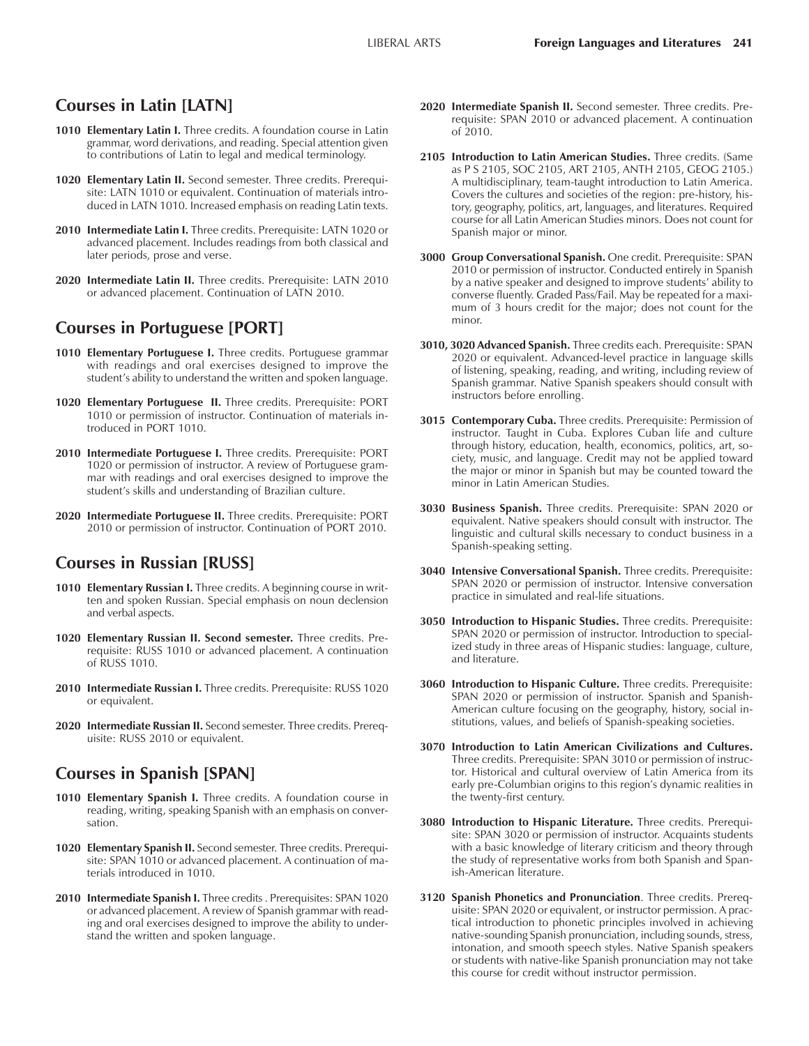## Courses in Latin [LATN]

**1010 Elementary Latin I.** Three credits. A foundation course in Latin grammar, word derivations, and reading. Special attention given to contributions of Latin to legal and medical terminology.

**1020 Elementary Latin II.** Second semester. Three credits. Prerequisite: LATN 1010 or equivalent. Continuation of materials introduced in LATN 1010. Increased emphasis on reading Latin texts.

**2010 Intermediate Latin I.** Three credits. Prerequisite: LATN 1020 or advanced placement. Includes readings from both classical and later periods, prose and verse.

**2020 Intermediate Latin II.** Three credits. Prerequisite: LATN 2010 or advanced placement. Continuation of LATN 2010.

## Courses in Portuguese [PORT]

**1010 Elementary Portuguese I.** Three credits. Portuguese grammar with readings and oral exercises designed to improve the student's ability to understand the written and spoken language.

**1020 Elementary Portuguese II.** Three credits. Prerequisite: PORT 1010 or permission of instructor. Continuation of materials introduced in PORT 1010.

**2010 Intermediate Portuguese I.** Three credits. Prerequisite: PORT 1020 or permission of instructor. A review of Portuguese grammar with readings and oral exercises designed to improve the student's skills and understanding of Brazilian culture.

**2020 Intermediate Portuguese II.** Three credits. Prerequisite: PORT 2010 or permission of instructor. Continuation of PORT 2010.

## Courses in Russian [RUSS]

**1010 Elementary Russian I.** Three credits. A beginning course in written and spoken Russian. Special emphasis on noun declension and verbal aspects.

**1020 Elementary Russian II. Second semester.** Three credits. Prerequisite: RUSS 1010 or advanced placement. A continuation of RUSS 1010.

**2010 Intermediate Russian I.** Three credits. Prerequisite: RUSS 1020 or equivalent.

**2020 Intermediate Russian II.** Second semester. Three credits. Prerequisite: RUSS 2010 or equivalent.

## Courses in Spanish [SPAN]

**1010 Elementary Spanish I.** Three credits. A foundation course in reading, writing, speaking Spanish with an emphasis on conversation.

**1020 Elementary Spanish II.** Second semester. Three credits. Prerequisite: SPAN 1010 or advanced placement. A continuation of materials introduced in 1010.

**2010 Intermediate Spanish I.** Three credits . Prerequisites: SPAN 1020 or advanced placement. A review of Spanish grammar with reading and oral exercises designed to improve the ability to understand the written and spoken language.

**2020 Intermediate Spanish II.** Second semester. Three credits. Prerequisite: SPAN 2010 or advanced placement. A continuation of 2010.

**2105 Introduction to Latin American Studies.** Three credits. (Same as P S 2105, SOC 2105, ART 2105, ANTH 2105, GEOG 2105.) A multidisciplinary, team-taught introduction to Latin America. Covers the cultures and societies of the region: pre-history, history, geography, politics, art, languages, and literatures. Required course for all Latin American Studies minors. Does not count for Spanish major or minor.

**3000 Group Conversational Spanish.** One credit. Prerequisite: SPAN 2010 or permission of instructor. Conducted entirely in Spanish by a native speaker and designed to improve students' ability to converse fluently. Graded Pass/Fail. May be repeated for a maximum of 3 hours credit for the major; does not count for the minor.

**3010, 3020 Advanced Spanish.** Three credits each. Prerequisite: SPAN 2020 or equivalent. Advanced-level practice in language skills of listening, speaking, reading, and writing, including review of Spanish grammar. Native Spanish speakers should consult with instructors before enrolling.

**3015 Contemporary Cuba.** Three credits. Prerequisite: Permission of instructor. Taught in Cuba. Explores Cuban life and culture through history, education, health, economics, politics, art, society, music, and language. Credit may not be applied toward the major or minor in Spanish but may be counted toward the minor in Latin American Studies.

**3030 Business Spanish.** Three credits. Prerequisite: SPAN 2020 or equivalent. Native speakers should consult with instructor. The linguistic and cultural skills necessary to conduct business in a Spanish-speaking setting.

**3040 Intensive Conversational Spanish.** Three credits. Prerequisite: SPAN 2020 or permission of instructor. Intensive conversation practice in simulated and real-life situations.

**3050 Introduction to Hispanic Studies.** Three credits. Prerequisite: SPAN 2020 or permission of instructor. Introduction to specialized study in three areas of Hispanic studies: language, culture, and literature.

**3060 Introduction to Hispanic Culture.** Three credits. Prerequisite: SPAN 2020 or permission of instructor. Spanish and Spanish-American culture focusing on the geography, history, social institutions, values, and beliefs of Spanish-speaking societies.

**3070 Introduction to Latin American Civilizations and Cultures.** Three credits. Prerequisite: SPAN 3010 or permission of instructor. Historical and cultural overview of Latin America from its early pre-Columbian origins to this region's dynamic realities in the twenty-first century.

**3080 Introduction to Hispanic Literature.** Three credits. Prerequisite: SPAN 3020 or permission of instructor. Acquaints students with a basic knowledge of literary criticism and theory through the study of representative works from both Spanish and Spanish-American literature.

**3120 Spanish Phonetics and Pronunciation**. Three credits. Prerequisite: SPAN 2020 or equivalent, or instructor permission. A practical introduction to phonetic principles involved in achieving native-sounding Spanish pronunciation, including sounds, stress, intonation, and smooth speech styles. Native Spanish speakers or students with native-like Spanish pronunciation may not take this course for credit without instructor permission.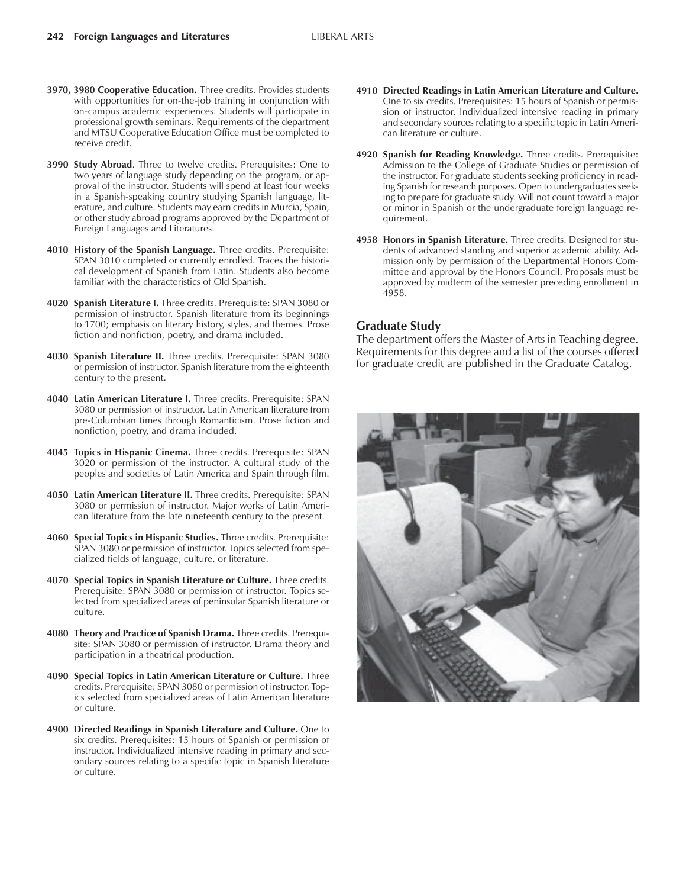**3970, 3980 Cooperative Education.** Three credits. Provides students with opportunities for on-the-job training in conjunction with on-campus academic experiences. Students will participate in professional growth seminars. Requirements of the department and MTSU Cooperative Education Office must be completed to receive credit.

**3990 Study Abroad**. Three to twelve credits. Prerequisites: One to two years of language study depending on the program, or approval of the instructor. Students will spend at least four weeks in a Spanish-speaking country studying Spanish language, literature, and culture. Students may earn credits in Murcia, Spain, or other study abroad programs approved by the Department of Foreign Languages and Literatures.

**4010 History of the Spanish Language.** Three credits. Prerequisite: SPAN 3010 completed or currently enrolled. Traces the historical development of Spanish from Latin. Students also become familiar with the characteristics of Old Spanish.

**4020 Spanish Literature I.** Three credits. Prerequisite: SPAN 3080 or permission of instructor. Spanish literature from its beginnings to 1700; emphasis on literary history, styles, and themes. Prose fiction and nonfiction, poetry, and drama included.

**4030 Spanish Literature II.** Three credits. Prerequisite: SPAN 3080 or permission of instructor. Spanish literature from the eighteenth century to the present.

**4040 Latin American Literature I.** Three credits. Prerequisite: SPAN 3080 or permission of instructor. Latin American literature from pre-Columbian times through Romanticism. Prose fiction and nonfiction, poetry, and drama included.

**4045 Topics in Hispanic Cinema.** Three credits. Prerequisite: SPAN 3020 or permission of the instructor. A cultural study of the peoples and societies of Latin America and Spain through film.

**4050 Latin American Literature II.** Three credits. Prerequisite: SPAN 3080 or permission of instructor. Major works of Latin American literature from the late nineteenth century to the present.

**4060 Special Topics in Hispanic Studies.** Three credits. Prerequisite: SPAN 3080 or permission of instructor. Topics selected from specialized fields of language, culture, or literature.

**4070 Special Topics in Spanish Literature or Culture.** Three credits. Prerequisite: SPAN 3080 or permission of instructor. Topics selected from specialized areas of peninsular Spanish literature or culture.

**4080 Theory and Practice of Spanish Drama.** Three credits. Prerequisite: SPAN 3080 or permission of instructor. Drama theory and participation in a theatrical production.

**4090 Special Topics in Latin American Literature or Culture.** Three credits. Prerequisite: SPAN 3080 or permission of instructor. Topics selected from specialized areas of Latin American literature or culture.

**4900 Directed Readings in Spanish Literature and Culture.** One to six credits. Prerequisites: 15 hours of Spanish or permission of instructor. Individualized intensive reading in primary and secondary sources relating to a specific topic in Spanish literature or culture.

**4910 Directed Readings in Latin American Literature and Culture.** One to six credits. Prerequisites: 15 hours of Spanish or permission of instructor. Individualized intensive reading in primary and secondary sources relating to a specific topic in Latin American literature or culture.

**4920 Spanish for Reading Knowledge.** Three credits. Prerequisite: Admission to the College of Graduate Studies or permission of the instructor. For graduate students seeking proficiency in reading Spanish for research purposes. Open to undergraduates seeking to prepare for graduate study. Will not count toward a major or minor in Spanish or the undergraduate foreign language requirement.

**4958 Honors in Spanish Literature.** Three credits. Designed for students of advanced standing and superior academic ability. Admission only by permission of the Departmental Honors Committee and approval by the Honors Council. Proposals must be approved by midterm of the semester preceding enrollment in 4958.

## Graduate Study

The department offers the Master of Arts in Teaching degree. Requirements for this degree and a list of the courses offered for graduate credit are published in the Graduate Catalog.